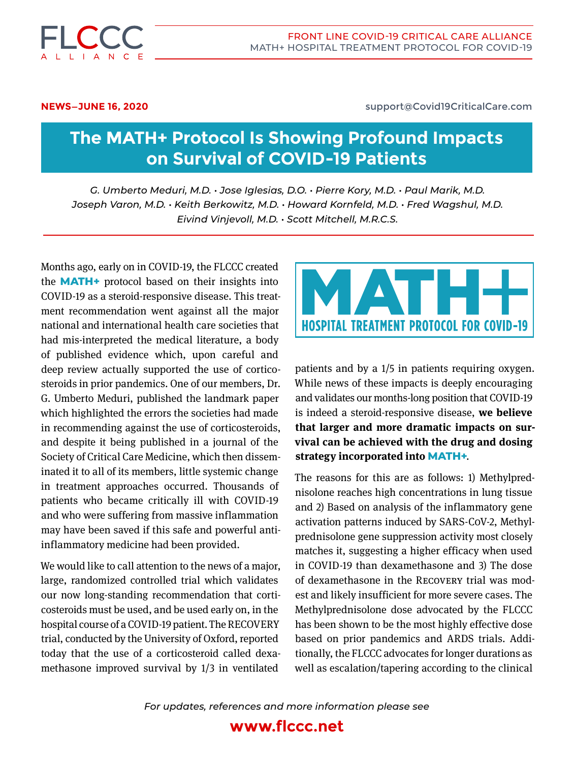NEWS—JUNE 16, 2020

support@Covid19CriticalCare.com

# The MATH+ Protocol Is Showing Profound Impacts on Survival of COVID-19 Patients

*G. Umberto Meduri, M.D. · Jose Iglesias, D.O. · Pierre Kory, M.D. · Paul Marik, M.D. Joseph Varon, M.D. · Keith Berkowitz, M.D. · Howard Kornfeld, M.D. · Fred Wagshul, M.D. Eivind Vinjevoll, M.D. · Scott Mitchell, M.R.C.S.*

Months ago, early on in COVID-19, the FLCCC created the **MATH+** protocol based on their insights into COVID-19 as a steroid-responsive disease. This treatment recommendation went against all the major national and international health care societies that had mis-interpreted the medical literature, a body of published evidence which, upon careful and deep review actually supported the use of corticosteroids in prior pandemics. One of our members, Dr. G. Umberto Meduri, published the landmark paper which highlighted the errors the societies had made in recommending against the use of corticosteroids, and despite it being published in a journal of the Society of Critical Care Medicine, which then disseminated it to all of its members, little systemic change in treatment approaches occurred. Thousands of patients who became critically ill with COVID-19 and who were suffering from massive inflammation may have been saved if this safe and powerful anti-inflammatory medicine had been provided.

We would like to call attention to the news of a major, large, randomized controlled trial which validates our now long-standing recommendation that corticosteroids must be used, and be used early on, in the hospital course of a COVID-19 patient. The RECOVERY trial, conducted by the University of Oxford, reported today that the use of a corticosteroid called dexamethasone improved survival by 1/3 in ventilated patients and by a 1/5 in patients requiring oxygen. While news of these impacts is deeply encouraging and validates our months-long position that COVID-19 is indeed a steroid-responsive disease, **we believe that larger and more dramatic impacts on survival can be achieved with the drug and dosing strategy incorporated into MATH+**.

The reasons for this are as follows: 1) Methylprednisolone reaches high concentrations in lung tissue and 2) Based on analysis of the inflammatory gene activation patterns induced by SARS-CoV-2, Methylprednisolone gene suppression activity most closely matches it, suggesting a higher efficacy when used in COVID-19 than dexamethasone and 3) The dose of dexamethasone in the RECOVERY trial was modest and likely insufficient for more severe cases. The Methylprednisolone dose advocated by the FLCCC has been shown to be the most highly effective dose based on prior pandemics and ARDS trials. Additionally, the FLCCC advocates for longer durations as well as escalation/tapering according to the clinical

*For updates, references and more information please see*

**www.flccc.net**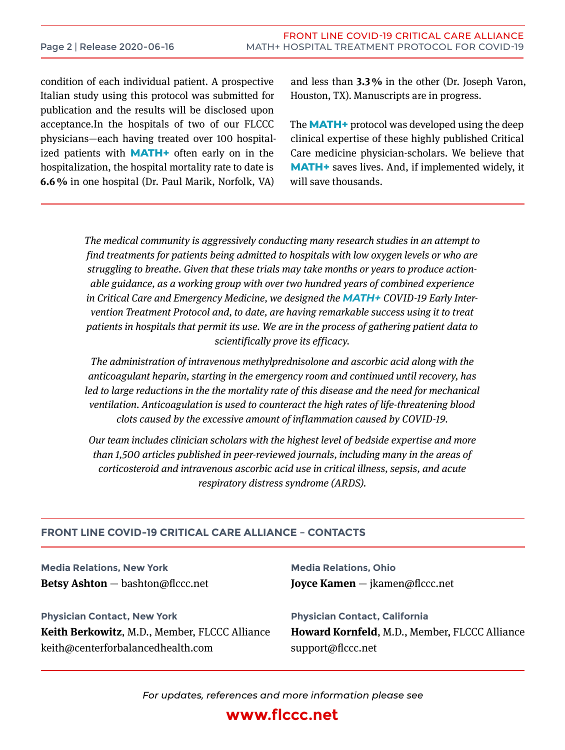condition of each individual patient. A prospective Italian study using this protocol was submitted for publication and the results will be disclosed upon acceptance.In the hospitals of two of our FLCCC physicians—each having treated over 100 hospitalized patients with **MATH+** often early on in the hospitalization, the hospital mortality rate to date is **6.6%** in one hospital (Dr. Paul Marik, Norfolk, VA) and less than **3.3%** in the other (Dr. Joseph Varon, Houston, TX). Manuscripts are in progress.

The **MATH+** protocol was developed using the deep clinical expertise of these highly published Critical Care medicine physician-scholars. We believe that **MATH+** saves lives. And, if implemented widely, it will save thousands.

*The medical community is aggressively conducting many research studies in an attempt to find treatments for patients being admitted to hospitals with low oxygen levels or who are struggling to breathe. Given that these trials may take months or years to produce actionable guidance, as a working group with over two hundred years of combined experience in Critical Care and Emergency Medicine, we designed the **MATH+** COVID-19 Early Intervention Treatment Protocol and, to date, are having remarkable success using it to treat patients in hospitals that permit its use. We are in the process of gathering patient data to scientifically prove its efficacy.*

*The administration of intravenous methylprednisolone and ascorbic acid along with the anticoagulant heparin, starting in the emergency room and continued until recovery, has led to large reductions in the the mortality rate of this disease and the need for mechanical ventilation. Anticoagulation is used to counteract the high rates of life-threatening blood clots caused by the excessive amount of inflammation caused by COVID-19.*

*Our team includes clinician scholars with the highest level of bedside expertise and more than 1,500 articles published in peer-reviewed journals, including many in the areas of corticosteroid and intravenous ascorbic acid use in critical illness, sepsis, and acute respiratory distress syndrome (ARDS).*

## FRONT LINE COVID-19 CRITICAL CARE ALLIANCE – CONTACTS

**Media Relations, New York**
**Betsy Ashton** — bashton@flccc.net

**Media Relations, Ohio**
**Joyce Kamen** — jkamen@flccc.net

**Physician Contact, New York**
**Keith Berkowitz**, M.D., Member, FLCCC Alliance
keith@centerforbalancedhealth.com

**Physician Contact, California**
**Howard Kornfeld**, M.D., Member, FLCCC Alliance
support@flccc.net

*For updates, references and more information please see*

**www.flccc.net**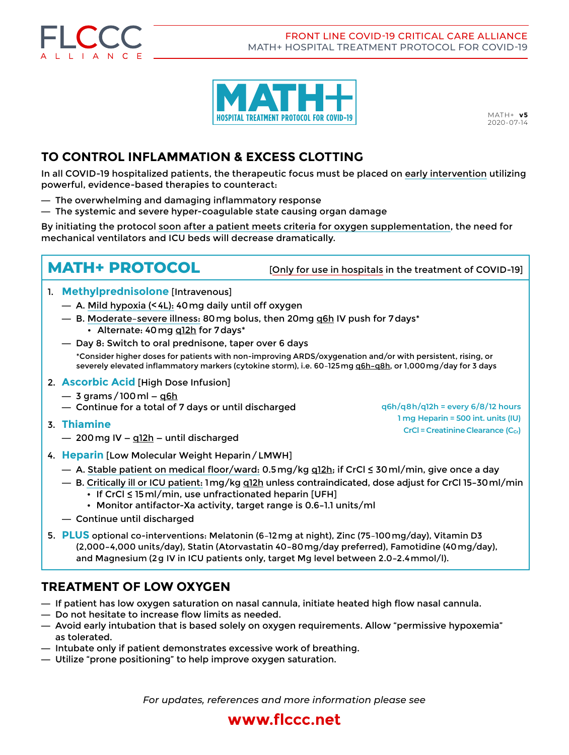FRONT LINE COVID-19 CRITICAL CARE ALLIANCE
MATH+ HOSPITAL TREATMENT PROTOCOL FOR COVID-19

# MATH+

HOSPITAL TREATMENT PROTOCOL FOR COVID-19

MATH+ **v5**
2020-07-14

## TO CONTROL INFLAMMATION & EXCESS CLOTTING

In all COVID-19 hospitalized patients, the therapeutic focus must be placed on early intervention utilizing powerful, evidence-based therapies to counteract:

- The overwhelming and damaging inflammatory response
- The systemic and severe hyper-coagulable state causing organ damage

By initiating the protocol soon after a patient meets criteria for oxygen supplementation, the need for mechanical ventilators and ICU beds will decrease dramatically.

## MATH+ PROTOCOL

[Only for use in hospitals in the treatment of COVID-19]

1. **Methylprednisolone** [Intravenous]
   - A. Mild hypoxia (<4L): 40 mg daily until off oxygen
   - B. Moderate-severe illness: 80 mg bolus, then 20mg q6h IV push for 7 days*
     - Alternate: 40 mg q12h for 7 days*
   - Day 8: Switch to oral prednisone, taper over 6 days

   *Consider higher doses for patients with non-improving ARDS/oxygenation and/or with persistent, rising, or severely elevated inflammatory markers (cytokine storm), i.e. 60–125 mg q6h–q8h, or 1,000 mg/day for 3 days

2. **Ascorbic Acid** [High Dose Infusion]
   - 3 grams / 100 ml – q6h
   - Continue for a total of 7 days or until discharged

3. **Thiamine**
   - 200 mg IV – q12h – until discharged

4. **Heparin** [Low Molecular Weight Heparin / LMWH]
   - A. Stable patient on medical floor/ward: 0.5 mg/kg q12h; if CrCl ≤ 30 ml/min, give once a day
   - B. Critically ill or ICU patient: 1 mg/kg q12h unless contraindicated, dose adjust for CrCl 15–30 ml/min
     - If CrCl ≤ 15 ml/min, use unfractionated heparin [UFH]
     - Monitor antifactor-Xa activity, target range is 0.6–1.1 units/ml
   - Continue until discharged

5. **PLUS** optional co-interventions: Melatonin (6–12 mg at night), Zinc (75–100 mg/day), Vitamin D3 (2,000–4,000 units/day), Statin (Atorvastatin 40–80 mg/day preferred), Famotidine (40 mg/day), and Magnesium (2 g IV in ICU patients only, target Mg level between 2.0–2.4 mmol/l).

q6h/q8h/q12h = every 6/8/12 hours
1 mg Heparin = 500 int. units (IU)
CrCl = Creatinine Clearance ($C_{Cr}$)

## TREATMENT OF LOW OXYGEN

- If patient has low oxygen saturation on nasal cannula, initiate heated high flow nasal cannula.
- Do not hesitate to increase flow limits as needed.
- Avoid early intubation that is based solely on oxygen requirements. Allow "permissive hypoxemia" as tolerated.
- Intubate only if patient demonstrates excessive work of breathing.
- Utilize "prone positioning" to help improve oxygen saturation.

*For updates, references and more information please see*

**www.flccc.net**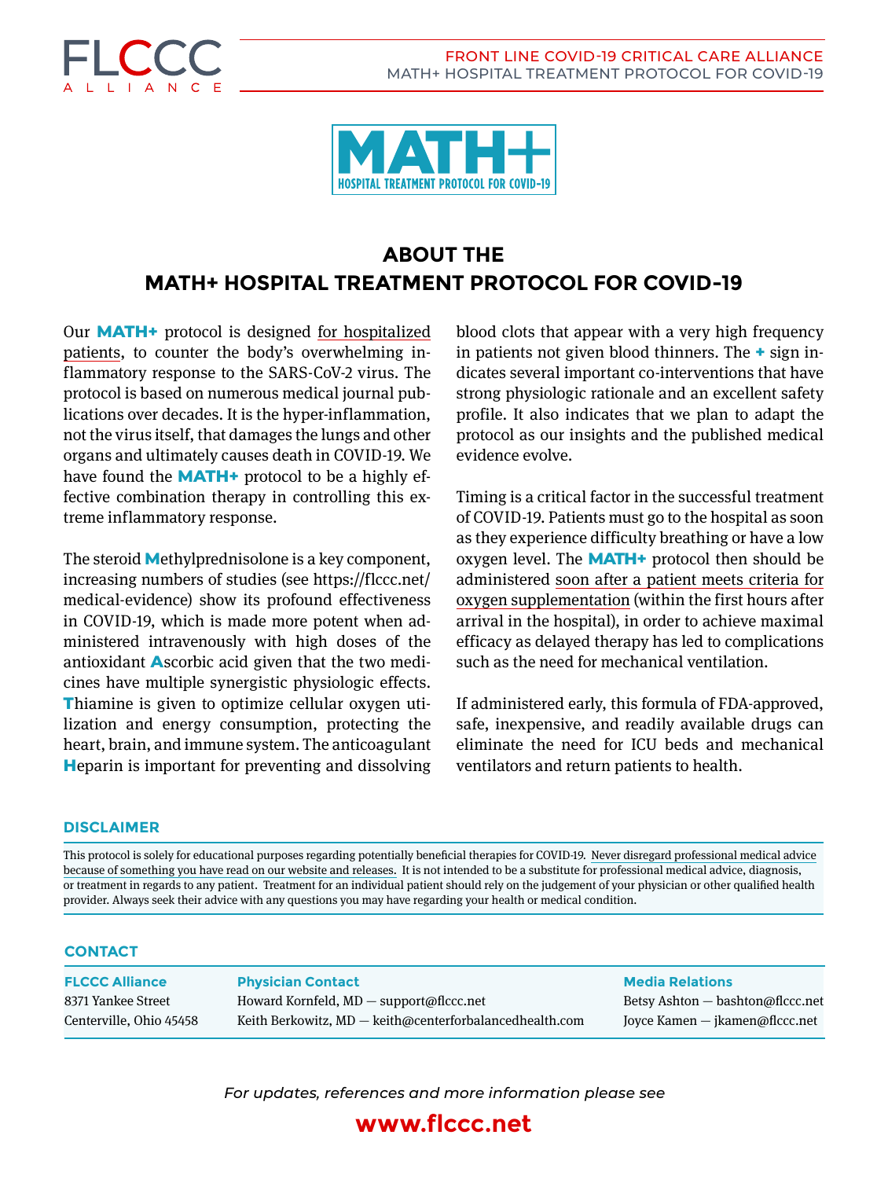# ABOUT THE MATH+ HOSPITAL TREATMENT PROTOCOL FOR COVID-19

Our **MATH+** protocol is designed for hospitalized patients, to counter the body's overwhelming inflammatory response to the SARS-CoV-2 virus. The protocol is based on numerous medical journal publications over decades. It is the hyper-inflammation, not the virus itself, that damages the lungs and other organs and ultimately causes death in COVID-19. We have found the **MATH+** protocol to be a highly effective combination therapy in controlling this extreme inflammatory response.

The steroid **M**ethylprednisolone is a key component, increasing numbers of studies (see https://flccc.net/medical-evidence) show its profound effectiveness in COVID-19, which is made more potent when administered intravenously with high doses of the antioxidant **A**scorbic acid given that the two medicines have multiple synergistic physiologic effects. **T**hiamine is given to optimize cellular oxygen utilization and energy consumption, protecting the heart, brain, and immune system. The anticoagulant **H**eparin is important for preventing and dissolving blood clots that appear with a very high frequency in patients not given blood thinners. The **+** sign indicates several important co-interventions that have strong physiologic rationale and an excellent safety profile. It also indicates that we plan to adapt the protocol as our insights and the published medical evidence evolve.

Timing is a critical factor in the successful treatment of COVID-19. Patients must go to the hospital as soon as they experience difficulty breathing or have a low oxygen level. The **MATH+** protocol then should be administered soon after a patient meets criteria for oxygen supplementation (within the first hours after arrival in the hospital), in order to achieve maximal efficacy as delayed therapy has led to complications such as the need for mechanical ventilation.

If administered early, this formula of FDA-approved, safe, inexpensive, and readily available drugs can eliminate the need for ICU beds and mechanical ventilators and return patients to health.

## DISCLAIMER

This protocol is solely for educational purposes regarding potentially beneficial therapies for COVID-19. Never disregard professional medical advice because of something you have read on our website and releases. It is not intended to be a substitute for professional medical advice, diagnosis, or treatment in regards to any patient. Treatment for an individual patient should rely on the judgement of your physician or other qualified health provider. Always seek their advice with any questions you may have regarding your health or medical condition.

## CONTACT

| FLCCC Alliance | Physician Contact | Media Relations |
|---|---|---|
| 8371 Yankee Street | Howard Kornfeld, MD — support@flccc.net | Betsy Ashton — bashton@flccc.net |
| Centerville, Ohio 45458 | Keith Berkowitz, MD — keith@centerforbalancedhealth.com | Joyce Kamen — jkamen@flccc.net |

*For updates, references and more information please see*

**www.flccc.net**